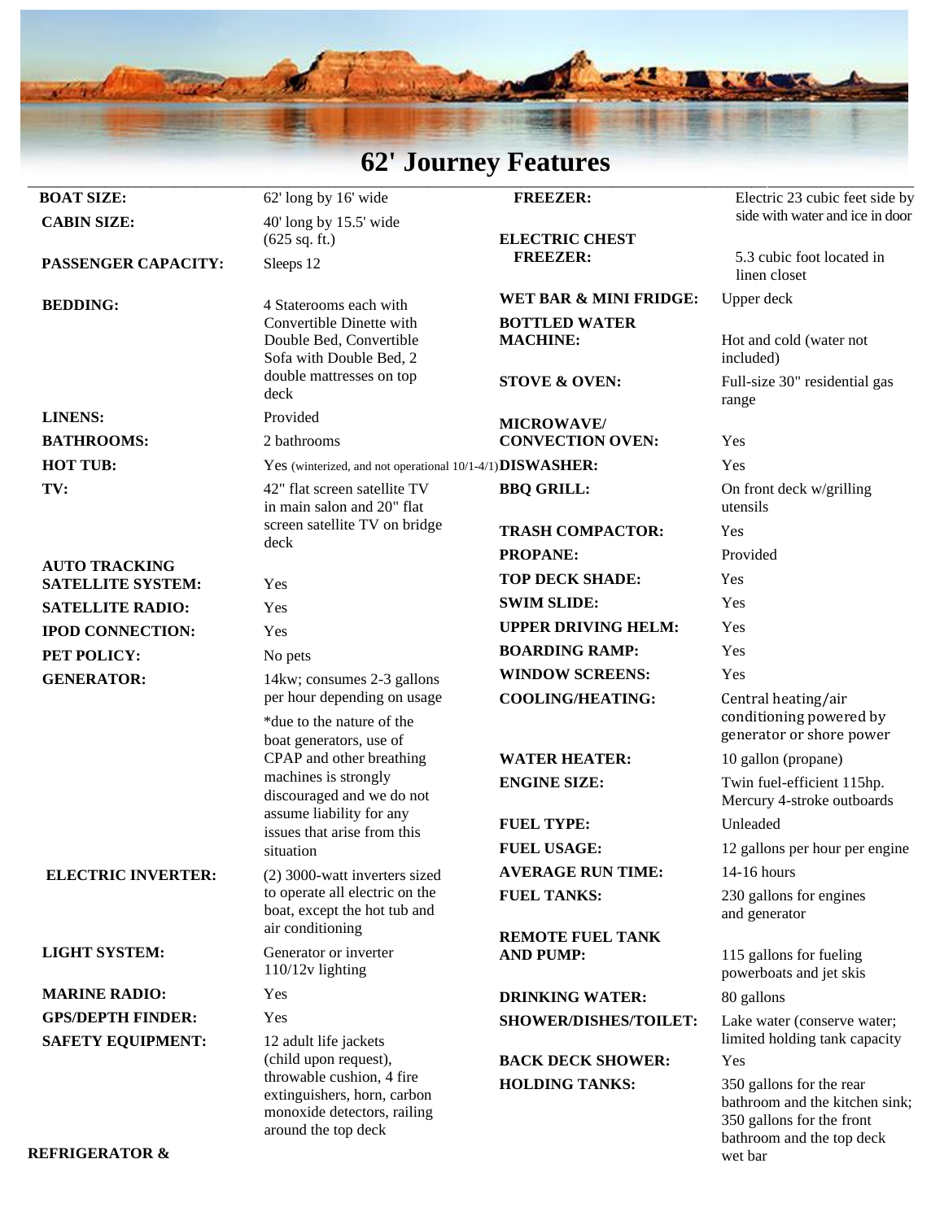# 62' Journey Features

| | |
|---|---|
| **BOAT SIZE:** | 62' long by 16' wide |
| **CABIN SIZE:** | 40' long by 15.5' wide (625 sq. ft.) |
| **PASSENGER CAPACITY:** | Sleeps 12 |
| **BEDDING:** | 4 Staterooms each with Convertible Dinette with Double Bed, Convertible Sofa with Double Bed, 2 double mattresses on top deck |
| **LINENS:** | Provided |
| **BATHROOMS:** | 2 bathrooms |
| **HOT TUB:** | Yes (winterized, and not operational 10/1-4/1) |
| **TV:** | 42" flat screen satellite TV in main salon and 20" flat screen satellite TV on bridge deck |
| **AUTO TRACKING SATELLITE SYSTEM:** | Yes |
| **SATELLITE RADIO:** | Yes |
| **IPOD CONNECTION:** | Yes |
| **PET POLICY:** | No pets |
| **GENERATOR:** | 14kw; consumes 2-3 gallons per hour depending on usage<br>*due to the nature of the boat generators, use of CPAP and other breathing machines is strongly discouraged and we do not assume liability for any issues that arise from this situation |
| **ELECTRIC INVERTER:** | (2) 3000-watt inverters sized to operate all electric on the boat, except the hot tub and air conditioning |
| **LIGHT SYSTEM:** | Generator or inverter 110/12v lighting |
| **MARINE RADIO:** | Yes |
| **GPS/DEPTH FINDER:** | Yes |
| **SAFETY EQUIPMENT:** | 12 adult life jackets (child upon request), throwable cushion, 4 fire extinguishers, horn, carbon monoxide detectors, railing around the top deck |
| **REFRIGERATOR & FREEZER:** | Electric 23 cubic feet side by side with water and ice in door |
| **ELECTRIC CHEST FREEZER:** | 5.3 cubic foot located in linen closet |
| **WET BAR & MINI FRIDGE:** | Upper deck |
| **BOTTLED WATER MACHINE:** | Hot and cold (water not included) |
| **STOVE & OVEN:** | Full-size 30" residential gas range |
| **MICROWAVE/ CONVECTION OVEN:** | Yes |
| **DISWASHER:** | Yes |
| **BBQ GRILL:** | On front deck w/grilling utensils |
| **TRASH COMPACTOR:** | Yes |
| **PROPANE:** | Provided |
| **TOP DECK SHADE:** | Yes |
| **SWIM SLIDE:** | Yes |
| **UPPER DRIVING HELM:** | Yes |
| **BOARDING RAMP:** | Yes |
| **WINDOW SCREENS:** | Yes |
| **COOLING/HEATING:** | Central heating/air conditioning powered by generator or shore power |
| **WATER HEATER:** | 10 gallon (propane) |
| **ENGINE SIZE:** | Twin fuel-efficient 115hp. Mercury 4-stroke outboards |
| **FUEL TYPE:** | Unleaded |
| **FUEL USAGE:** | 12 gallons per hour per engine |
| **AVERAGE RUN TIME:** | 14-16 hours |
| **FUEL TANKS:** | 230 gallons for engines and generator |
| **REMOTE FUEL TANK AND PUMP:** | 115 gallons for fueling powerboats and jet skis |
| **DRINKING WATER:** | 80 gallons |
| **SHOWER/DISHES/TOILET:** | Lake water (conserve water; limited holding tank capacity |
| **BACK DECK SHOWER:** | Yes |
| **HOLDING TANKS:** | 350 gallons for the rear bathroom and the kitchen sink; 350 gallons for the front bathroom and the top deck wet bar |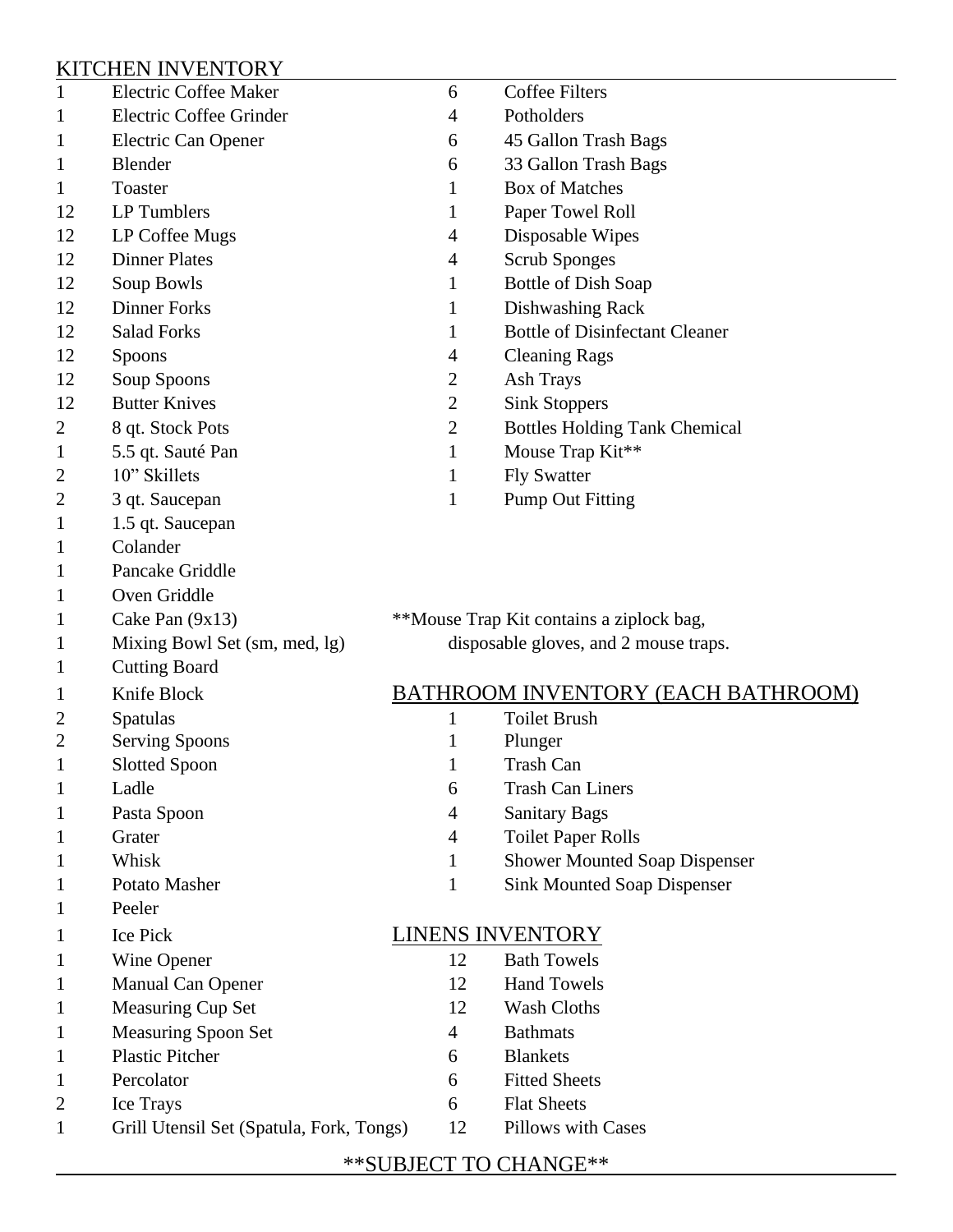## KITCHEN INVENTORY

| Qty | Item |
|---|---|
| 1 | Electric Coffee Maker |
| 1 | Electric Coffee Grinder |
| 1 | Electric Can Opener |
| 1 | Blender |
| 1 | Toaster |
| 12 | LP Tumblers |
| 12 | LP Coffee Mugs |
| 12 | Dinner Plates |
| 12 | Soup Bowls |
| 12 | Dinner Forks |
| 12 | Salad Forks |
| 12 | Spoons |
| 12 | Soup Spoons |
| 12 | Butter Knives |
| 2 | 8 qt. Stock Pots |
| 1 | 5.5 qt. Sauté Pan |
| 2 | 10” Skillets |
| 2 | 3 qt. Saucepan |
| 1 | 1.5 qt. Saucepan |
| 1 | Colander |
| 1 | Pancake Griddle |
| 1 | Oven Griddle |
| 1 | Cake Pan (9x13) |
| 1 | Mixing Bowl Set (sm, med, lg) |
| 1 | Cutting Board |
| 1 | Knife Block |
| 2 | Spatulas |
| 2 | Serving Spoons |
| 1 | Slotted Spoon |
| 1 | Ladle |
| 1 | Pasta Spoon |
| 1 | Grater |
| 1 | Whisk |
| 1 | Potato Masher |
| 1 | Peeler |
| 1 | Ice Pick |
| 1 | Wine Opener |
| 1 | Manual Can Opener |
| 1 | Measuring Cup Set |
| 1 | Measuring Spoon Set |
| 1 | Plastic Pitcher |
| 1 | Percolator |
| 2 | Ice Trays |
| 1 | Grill Utensil Set (Spatula, Fork, Tongs) |
| 6 | Coffee Filters |
| 4 | Potholders |
| 6 | 45 Gallon Trash Bags |
| 6 | 33 Gallon Trash Bags |
| 1 | Box of Matches |
| 1 | Paper Towel Roll |
| 4 | Disposable Wipes |
| 4 | Scrub Sponges |
| 1 | Bottle of Dish Soap |
| 1 | Dishwashing Rack |
| 1 | Bottle of Disinfectant Cleaner |
| 4 | Cleaning Rags |
| 2 | Ash Trays |
| 2 | Sink Stoppers |
| 2 | Bottles Holding Tank Chemical |
| 1 | Mouse Trap Kit** |
| 1 | Fly Swatter |
| 1 | Pump Out Fitting |

**Mouse Trap Kit contains a ziplock bag, disposable gloves, and 2 mouse traps.

## BATHROOM INVENTORY (EACH BATHROOM)

| Qty | Item |
|---|---|
| 1 | Toilet Brush |
| 1 | Plunger |
| 1 | Trash Can |
| 6 | Trash Can Liners |
| 4 | Sanitary Bags |
| 4 | Toilet Paper Rolls |
| 1 | Shower Mounted Soap Dispenser |
| 1 | Sink Mounted Soap Dispenser |

## LINENS INVENTORY

| Qty | Item |
|---|---|
| 12 | Bath Towels |
| 12 | Hand Towels |
| 12 | Wash Cloths |
| 4 | Bathmats |
| 6 | Blankets |
| 6 | Fitted Sheets |
| 6 | Flat Sheets |
| 12 | Pillows with Cases |

**SUBJECT TO CHANGE**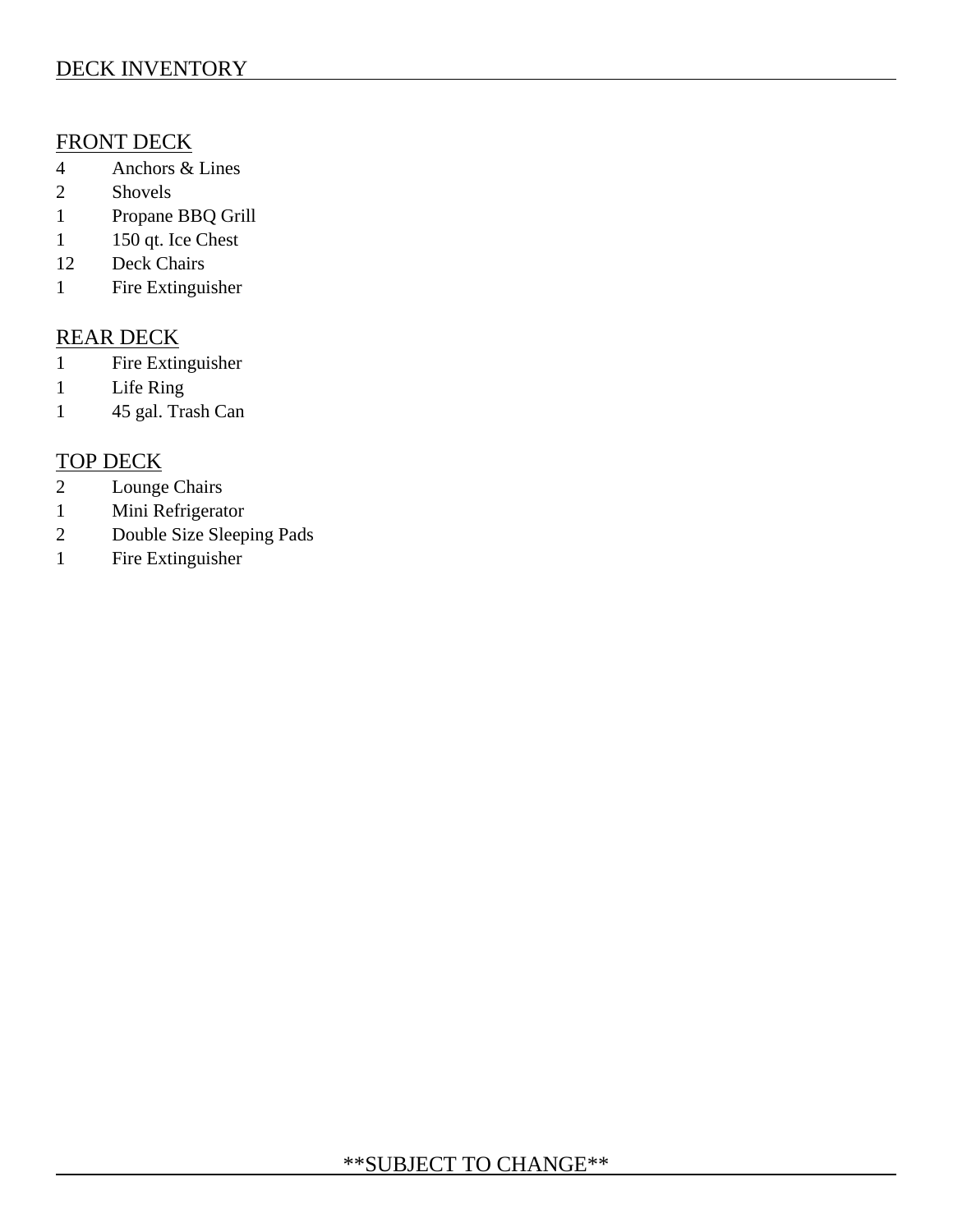# DECK INVENTORY

## FRONT DECK

| | |
|---|---|
| 4 | Anchors & Lines |
| 2 | Shovels |
| 1 | Propane BBQ Grill |
| 1 | 150 qt. Ice Chest |
| 12 | Deck Chairs |
| 1 | Fire Extinguisher |

## REAR DECK

| | |
|---|---|
| 1 | Fire Extinguisher |
| 1 | Life Ring |
| 1 | 45 gal. Trash Can |

## TOP DECK

| | |
|---|---|
| 2 | Lounge Chairs |
| 1 | Mini Refrigerator |
| 2 | Double Size Sleeping Pads |
| 1 | Fire Extinguisher |

**SUBJECT TO CHANGE**